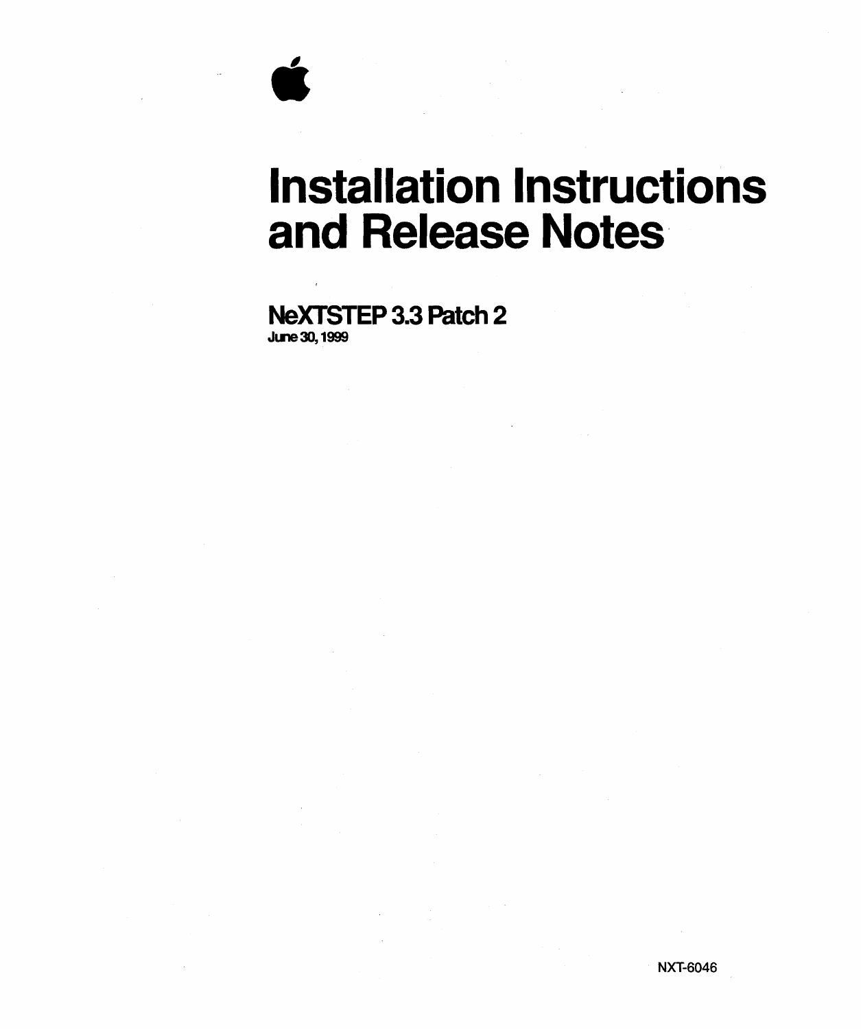# Installation Instructions and Release Notes

## NeXTSTEP 3.3 Patch 2

June 30, 1999

NXT-6046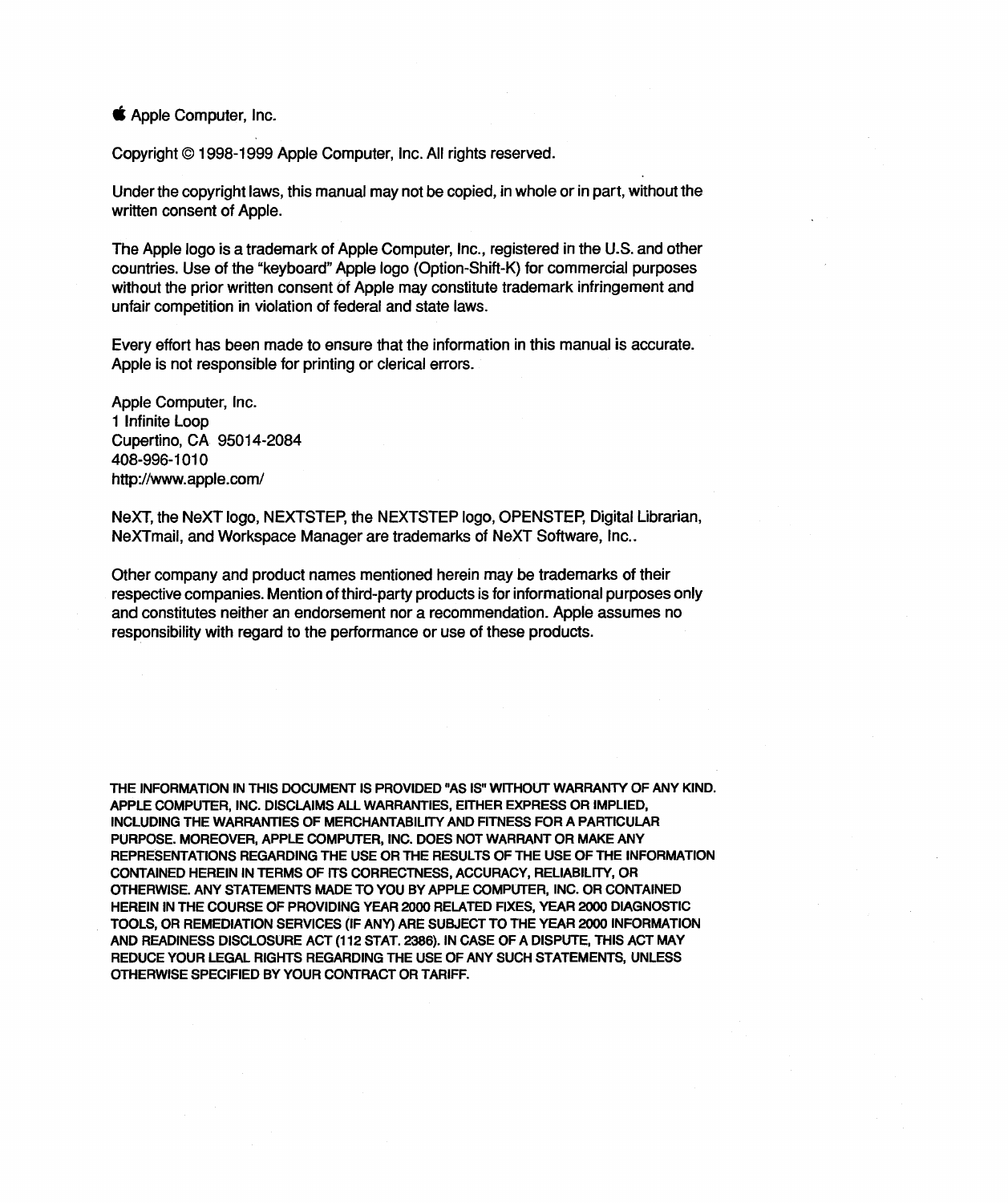Apple Computer, Inc.

Copyright © 1998-1999 Apple Computer, Inc. All rights reserved.

Under the copyright laws, this manual may not be copied, in whole or in part, without the written consent of Apple.

The Apple logo is a trademark of Apple Computer, Inc., registered in the U.S. and other countries. Use of the "keyboard" Apple logo (Option-Shift-K) for commercial purposes without the prior written consent of Apple may constitute trademark infringement and unfair competition in violation of federal and state laws.

Every effort has been made to ensure that the information in this manual is accurate. Apple is not responsible for printing or clerical errors.

Apple Computer, Inc.
1 Infinite Loop
Cupertino, CA 95014-2084
408-996-1010
http://www.apple.com/

NeXT, the NeXT logo, NEXTSTEP, the NEXTSTEP logo, OPENSTEP, Digital Librarian, NeXTmail, and Workspace Manager are trademarks of NeXT Software, Inc..

Other company and product names mentioned herein may be trademarks of their respective companies. Mention of third-party products is for informational purposes only and constitutes neither an endorsement nor a recommendation. Apple assumes no responsibility with regard to the performance or use of these products.

THE INFORMATION IN THIS DOCUMENT IS PROVIDED "AS IS" WITHOUT WARRANTY OF ANY KIND. APPLE COMPUTER, INC. DISCLAIMS ALL WARRANTIES, EITHER EXPRESS OR IMPLIED, INCLUDING THE WARRANTIES OF MERCHANTABILITY AND FITNESS FOR A PARTICULAR PURPOSE. MOREOVER, APPLE COMPUTER, INC. DOES NOT WARRANT OR MAKE ANY REPRESENTATIONS REGARDING THE USE OR THE RESULTS OF THE USE OF THE INFORMATION CONTAINED HEREIN IN TERMS OF ITS CORRECTNESS, ACCURACY, RELIABILITY, OR OTHERWISE. ANY STATEMENTS MADE TO YOU BY APPLE COMPUTER, INC. OR CONTAINED HEREIN IN THE COURSE OF PROVIDING YEAR 2000 RELATED FIXES, YEAR 2000 DIAGNOSTIC TOOLS, OR REMEDIATION SERVICES (IF ANY) ARE SUBJECT TO THE YEAR 2000 INFORMATION AND READINESS DISCLOSURE ACT (112 STAT. 2386). IN CASE OF A DISPUTE, THIS ACT MAY REDUCE YOUR LEGAL RIGHTS REGARDING THE USE OF ANY SUCH STATEMENTS, UNLESS OTHERWISE SPECIFIED BY YOUR CONTRACT OR TARIFF.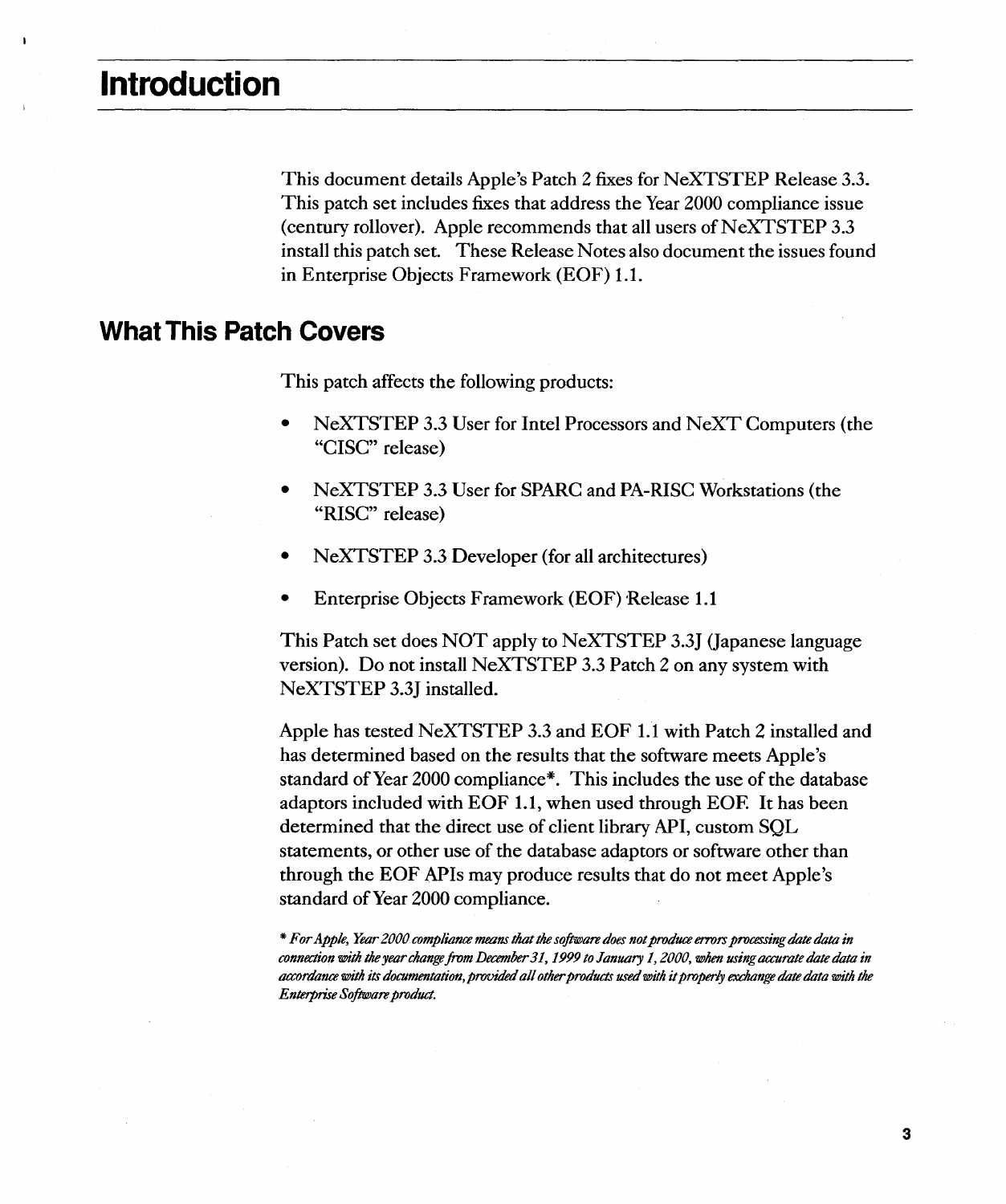# Introduction

This document details Apple's Patch 2 fixes for NeXTSTEP Release 3.3. This patch set includes fixes that address the Year 2000 compliance issue (century rollover). Apple recommends that all users of NeXTSTEP 3.3 install this patch set. These Release Notes also document the issues found in Enterprise Objects Framework (EOF) 1.1.

## What This Patch Covers

This patch affects the following products:

- NeXTSTEP 3.3 User for Intel Processors and NeXT Computers (the "CISC" release)
- NeXTSTEP 3.3 User for SPARC and PA-RISC Workstations (the "RISC" release)
- NeXTSTEP 3.3 Developer (for all architectures)
- Enterprise Objects Framework (EOF) Release 1.1

This Patch set does NOT apply to NeXTSTEP 3.3J (Japanese language version). Do not install NeXTSTEP 3.3 Patch 2 on any system with NeXTSTEP 3.3J installed.

Apple has tested NeXTSTEP 3.3 and EOF 1.1 with Patch 2 installed and has determined based on the results that the software meets Apple's standard of Year 2000 compliance*. This includes the use of the database adaptors included with EOF 1.1, when used through EOF. It has been determined that the direct use of client library API, custom SQL statements, or other use of the database adaptors or software other than through the EOF APIs may produce results that do not meet Apple's standard of Year 2000 compliance.

*\* For Apple, Year 2000 compliance means that the software does not produce errors processing date data in connection with the year change from December 31, 1999 to January 1, 2000, when using accurate date data in accordance with its documentation, provided all other products used with it properly exchange date data with the Enterprise Software product.*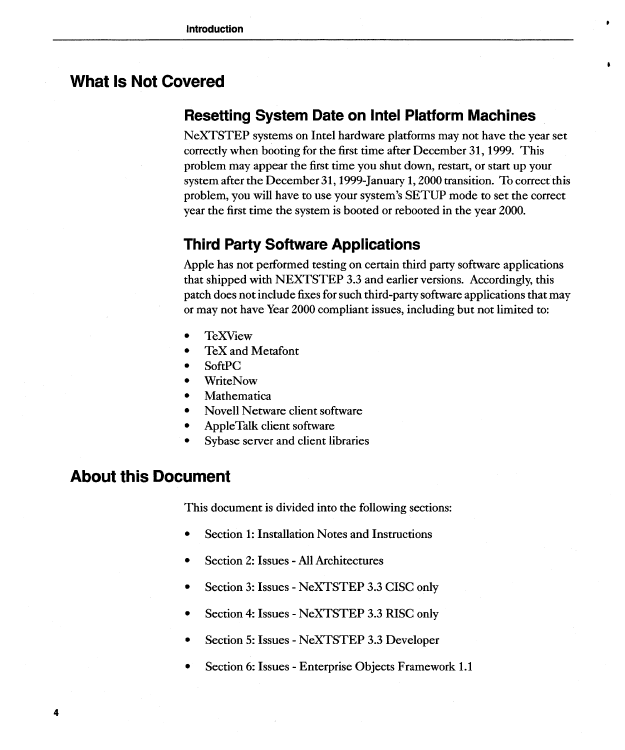## What Is Not Covered

### Resetting System Date on Intel Platform Machines

NeXTSTEP systems on Intel hardware platforms may not have the year set correctly when booting for the first time after December 31, 1999. This problem may appear the first time you shut down, restart, or start up your system after the December 31, 1999-January 1, 2000 transition. To correct this problem, you will have to use your system's SETUP mode to set the correct year the first time the system is booted or rebooted in the year 2000.

### Third Party Software Applications

Apple has not performed testing on certain third party software applications that shipped with NEXTSTEP 3.3 and earlier versions. Accordingly, this patch does not include fixes for such third-party software applications that may or may not have Year 2000 compliant issues, including but not limited to:

- TeXView
- TeX and Metafont
- SoftPC
- WriteNow
- Mathematica
- Novell Netware client software
- AppleTalk client software
- Sybase server and client libraries

## About this Document

This document is divided into the following sections:

- Section 1: Installation Notes and Instructions
- Section 2: Issues - All Architectures
- Section 3: Issues - NeXTSTEP 3.3 CISC only
- Section 4: Issues - NeXTSTEP 3.3 RISC only
- Section 5: Issues - NeXTSTEP 3.3 Developer
- Section 6: Issues - Enterprise Objects Framework 1.1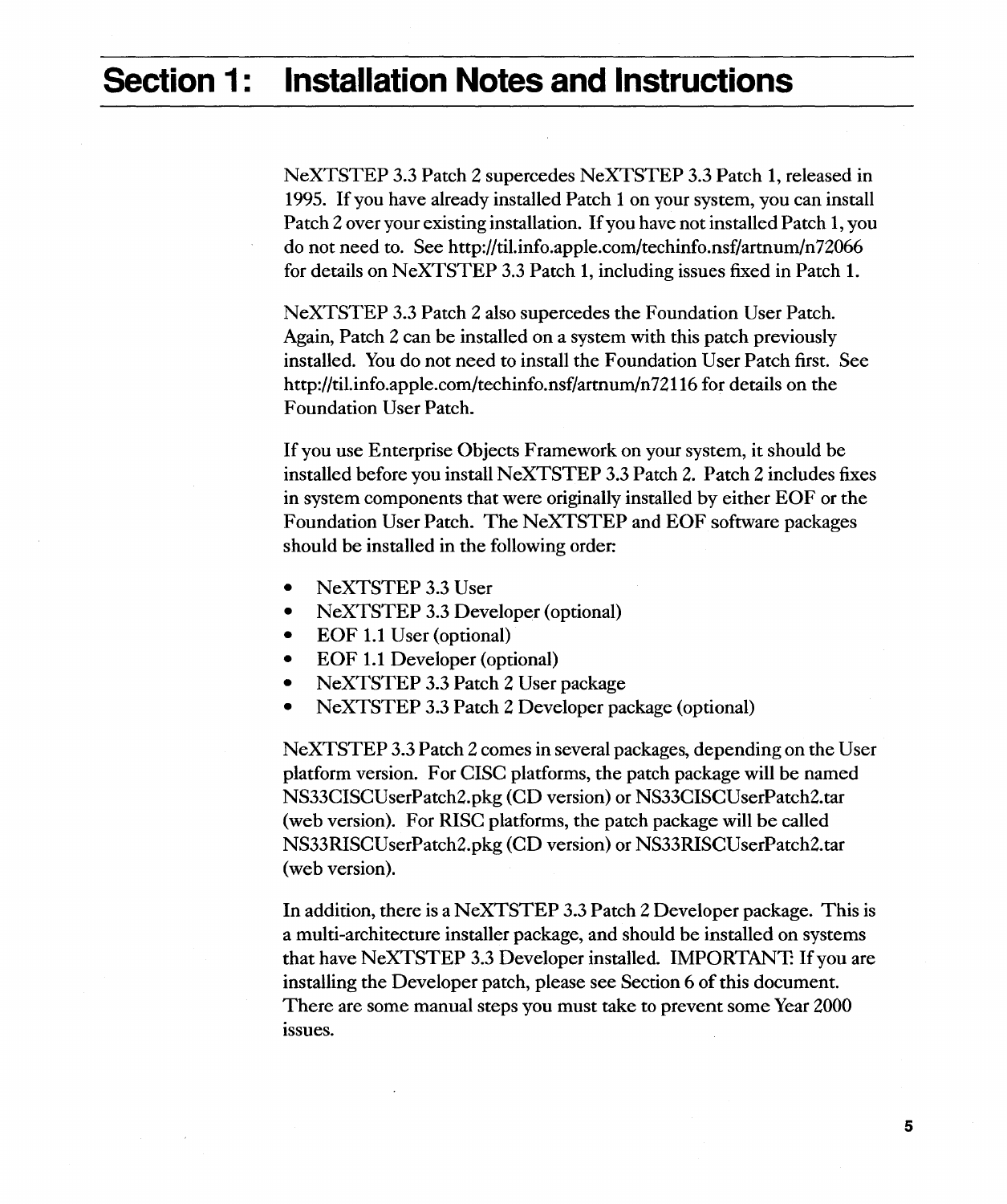# Section 1: Installation Notes and Instructions

NeXTSTEP 3.3 Patch 2 supercedes NeXTSTEP 3.3 Patch 1, released in 1995. If you have already installed Patch 1 on your system, you can install Patch 2 over your existing installation. If you have not installed Patch 1, you do not need to. See http://til.info.apple.com/techinfo.nsf/artnum/n72066 for details on NeXTSTEP 3.3 Patch 1, including issues fixed in Patch 1.

NeXTSTEP 3.3 Patch 2 also supercedes the Foundation User Patch. Again, Patch 2 can be installed on a system with this patch previously installed. You do not need to install the Foundation User Patch first. See http://til.info.apple.com/techinfo.nsf/artnum/n72116 for details on the Foundation User Patch.

If you use Enterprise Objects Framework on your system, it should be installed before you install NeXTSTEP 3.3 Patch 2. Patch 2 includes fixes in system components that were originally installed by either EOF or the Foundation User Patch. The NeXTSTEP and EOF software packages should be installed in the following order:

- NeXTSTEP 3.3 User
- NeXTSTEP 3.3 Developer (optional)
- EOF 1.1 User (optional)
- EOF 1.1 Developer (optional)
- NeXTSTEP 3.3 Patch 2 User package
- NeXTSTEP 3.3 Patch 2 Developer package (optional)

NeXTSTEP 3.3 Patch 2 comes in several packages, depending on the User platform version. For CISC platforms, the patch package will be named NS33CISCUserPatch2.pkg (CD version) or NS33CISCUserPatch2.tar (web version). For RISC platforms, the patch package will be called NS33RISCUserPatch2.pkg (CD version) or NS33RISCUserPatch2.tar (web version).

In addition, there is a NeXTSTEP 3.3 Patch 2 Developer package. This is a multi-architecture installer package, and should be installed on systems that have NeXTSTEP 3.3 Developer installed. IMPORTANT: If you are installing the Developer patch, please see Section 6 of this document. There are some manual steps you must take to prevent some Year 2000 issues.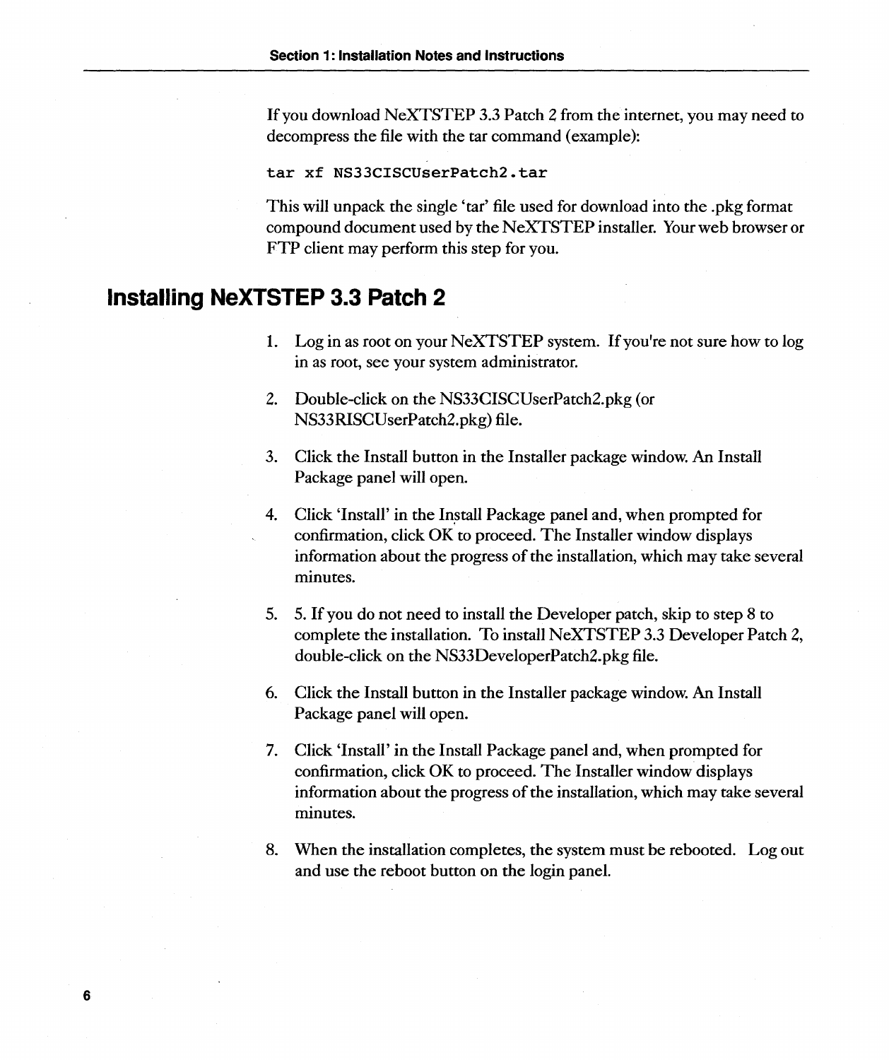If you download NeXTSTEP 3.3 Patch 2 from the internet, you may need to decompress the file with the tar command (example):

```
tar xf NS33CISCUserPatch2.tar
```

This will unpack the single 'tar' file used for download into the .pkg format compound document used by the NeXTSTEP installer. Your web browser or FTP client may perform this step for you.

## Installing NeXTSTEP 3.3 Patch 2

1. Log in as root on your NeXTSTEP system. If you're not sure how to log in as root, see your system administrator.
2. Double-click on the NS33CISCUserPatch2.pkg (or NS33RISCUserPatch2.pkg) file.
3. Click the Install button in the Installer package window. An Install Package panel will open.
4. Click 'Install' in the Install Package panel and, when prompted for confirmation, click OK to proceed. The Installer window displays information about the progress of the installation, which may take several minutes.
5. 5. If you do not need to install the Developer patch, skip to step 8 to complete the installation. To install NeXTSTEP 3.3 Developer Patch 2, double-click on the NS33DeveloperPatch2.pkg file.
6. Click the Install button in the Installer package window. An Install Package panel will open.
7. Click 'Install' in the Install Package panel and, when prompted for confirmation, click OK to proceed. The Installer window displays information about the progress of the installation, which may take several minutes.
8. When the installation completes, the system must be rebooted. Log out and use the reboot button on the login panel.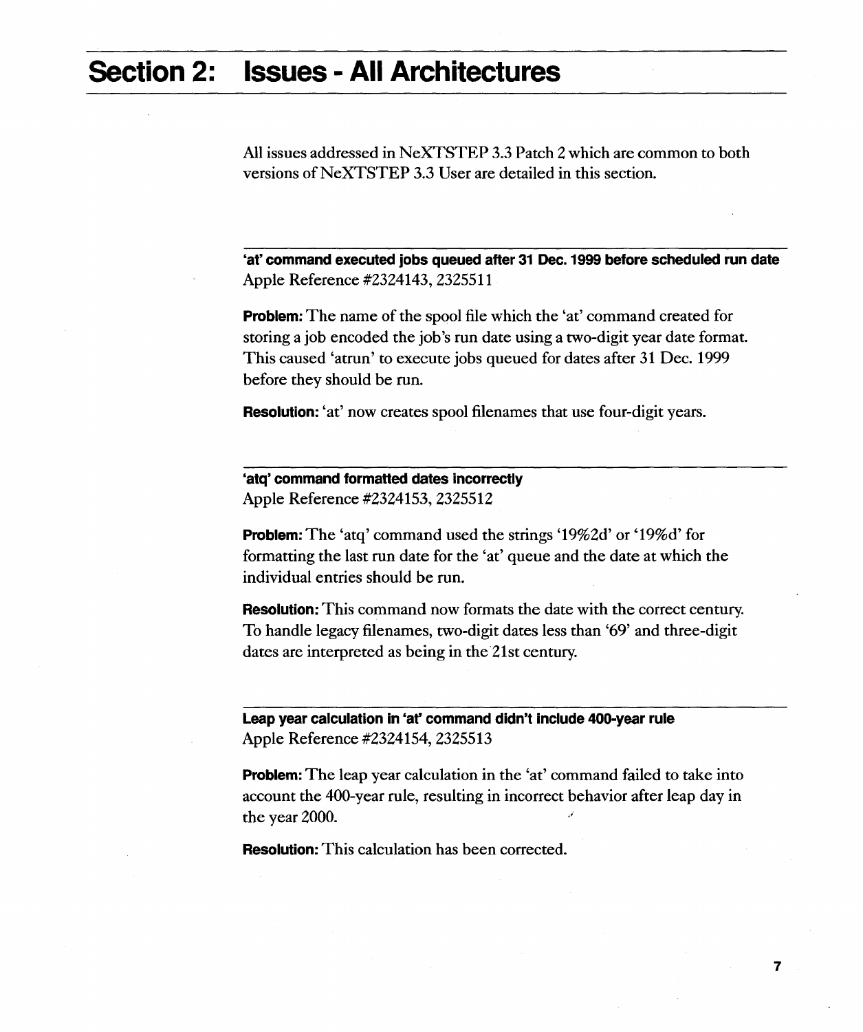# Section 2: Issues - All Architectures

All issues addressed in NeXTSTEP 3.3 Patch 2 which are common to both versions of NeXTSTEP 3.3 User are detailed in this section.

---

**'at' command executed jobs queued after 31 Dec. 1999 before scheduled run date**
Apple Reference #2324143, 2325511

**Problem:** The name of the spool file which the 'at' command created for storing a job encoded the job's run date using a two-digit year date format. This caused 'atrun' to execute jobs queued for dates after 31 Dec. 1999 before they should be run.

**Resolution:** 'at' now creates spool filenames that use four-digit years.

---

**'atq' command formatted dates incorrectly**
Apple Reference #2324153, 2325512

**Problem:** The 'atq' command used the strings '19%2d' or '19%d' for formatting the last run date for the 'at' queue and the date at which the individual entries should be run.

**Resolution:** This command now formats the date with the correct century. To handle legacy filenames, two-digit dates less than '69' and three-digit dates are interpreted as being in the 21st century.

---

**Leap year calculation in 'at' command didn't include 400-year rule**
Apple Reference #2324154, 2325513

**Problem:** The leap year calculation in the 'at' command failed to take into account the 400-year rule, resulting in incorrect behavior after leap day in the year 2000.

**Resolution:** This calculation has been corrected.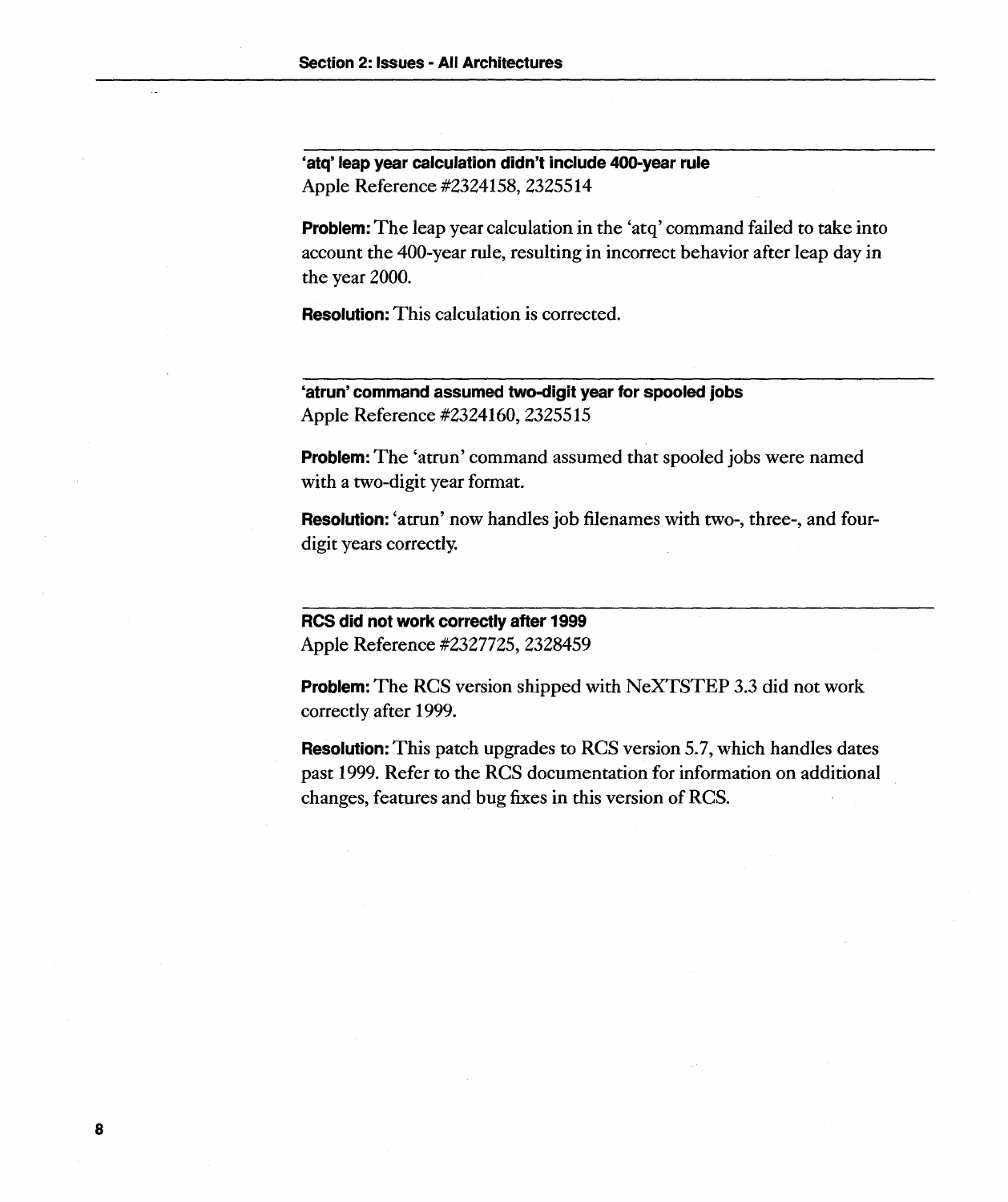### 'atq' leap year calculation didn't include 400-year rule

Apple Reference #2324158, 2325514

**Problem:** The leap year calculation in the 'atq' command failed to take into account the 400-year rule, resulting in incorrect behavior after leap day in the year 2000.

**Resolution:** This calculation is corrected.

### 'atrun' command assumed two-digit year for spooled jobs

Apple Reference #2324160, 2325515

**Problem:** The 'atrun' command assumed that spooled jobs were named with a two-digit year format.

**Resolution:** 'atrun' now handles job filenames with two-, three-, and four-digit years correctly.

### RCS did not work correctly after 1999

Apple Reference #2327725, 2328459

**Problem:** The RCS version shipped with NeXTSTEP 3.3 did not work correctly after 1999.

**Resolution:** This patch upgrades to RCS version 5.7, which handles dates past 1999. Refer to the RCS documentation for information on additional changes, features and bug fixes in this version of RCS.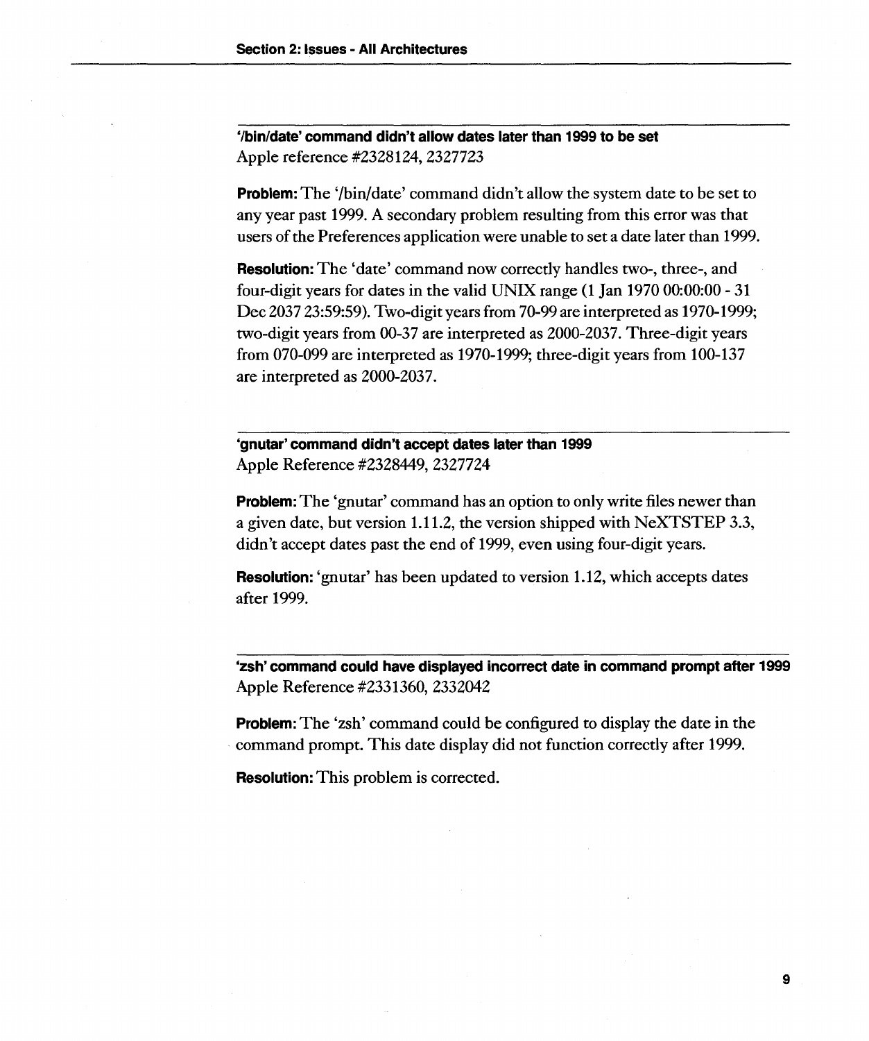### '/bin/date' command didn't allow dates later than 1999 to be set

Apple reference #2328124, 2327723

**Problem:** The '/bin/date' command didn't allow the system date to be set to any year past 1999. A secondary problem resulting from this error was that users of the Preferences application were unable to set a date later than 1999.

**Resolution:** The 'date' command now correctly handles two-, three-, and four-digit years for dates in the valid UNIX range (1 Jan 1970 00:00:00 - 31 Dec 2037 23:59:59). Two-digit years from 70-99 are interpreted as 1970-1999; two-digit years from 00-37 are interpreted as 2000-2037. Three-digit years from 070-099 are interpreted as 1970-1999; three-digit years from 100-137 are interpreted as 2000-2037.

### 'gnutar' command didn't accept dates later than 1999

Apple Reference #2328449, 2327724

**Problem:** The 'gnutar' command has an option to only write files newer than a given date, but version 1.11.2, the version shipped with NeXTSTEP 3.3, didn't accept dates past the end of 1999, even using four-digit years.

**Resolution:** 'gnutar' has been updated to version 1.12, which accepts dates after 1999.

### 'zsh' command could have displayed incorrect date in command prompt after 1999

Apple Reference #2331360, 2332042

**Problem:** The 'zsh' command could be configured to display the date in the command prompt. This date display did not function correctly after 1999.

**Resolution:** This problem is corrected.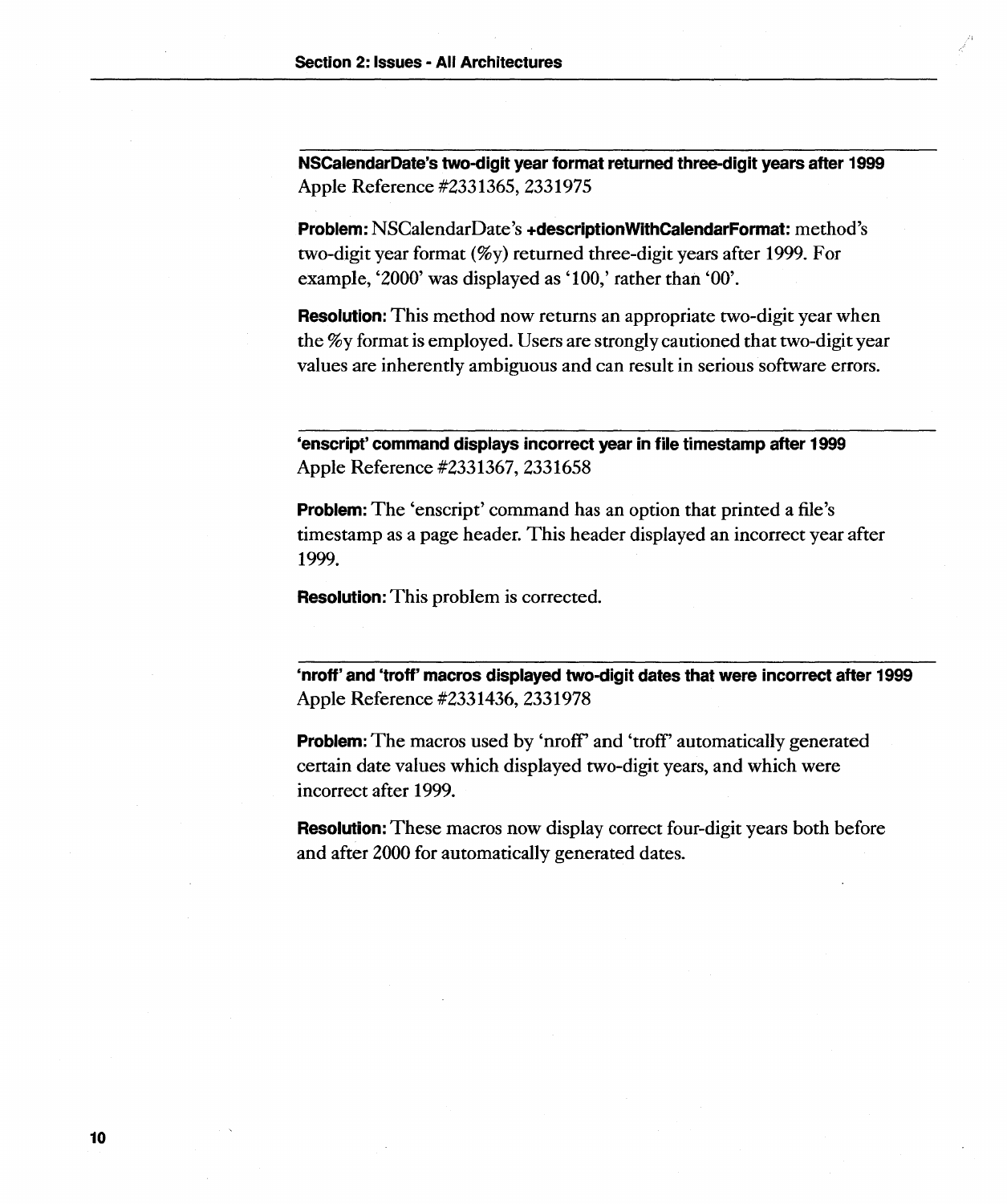### NSCalendarDate's two-digit year format returned three-digit years after 1999

Apple Reference #2331365, 2331975

**Problem:** NSCalendarDate's **+descriptionWithCalendarFormat:** method's two-digit year format (%y) returned three-digit years after 1999. For example, '2000' was displayed as '100,' rather than '00'.

**Resolution:** This method now returns an appropriate two-digit year when the %y format is employed. Users are strongly cautioned that two-digit year values are inherently ambiguous and can result in serious software errors.

### 'enscript' command displays incorrect year in file timestamp after 1999

Apple Reference #2331367, 2331658

**Problem:** The 'enscript' command has an option that printed a file's timestamp as a page header. This header displayed an incorrect year after 1999.

**Resolution:** This problem is corrected.

### 'nroff' and 'troff' macros displayed two-digit dates that were incorrect after 1999

Apple Reference #2331436, 2331978

**Problem:** The macros used by 'nroff' and 'troff' automatically generated certain date values which displayed two-digit years, and which were incorrect after 1999.

**Resolution:** These macros now display correct four-digit years both before and after 2000 for automatically generated dates.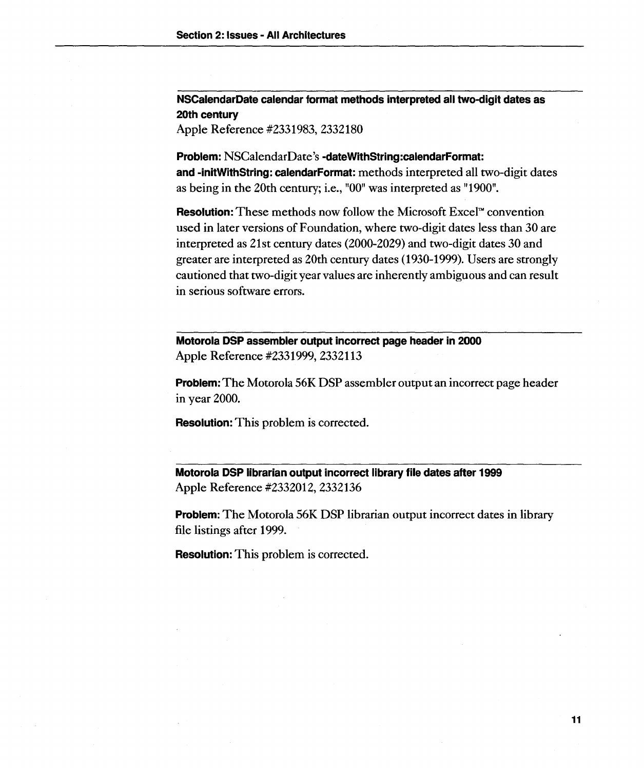### NSCalendarDate calendar format methods interpreted all two-digit dates as 20th century

Apple Reference #2331983, 2332180

**Problem:** NSCalendarDate's **-dateWithString:calendarFormat: and -initWithString: calendarFormat:** methods interpreted all two-digit dates as being in the 20th century; i.e., "00" was interpreted as "1900".

**Resolution:** These methods now follow the Microsoft Excel™ convention used in later versions of Foundation, where two-digit dates less than 30 are interpreted as 21st century dates (2000-2029) and two-digit dates 30 and greater are interpreted as 20th century dates (1930-1999). Users are strongly cautioned that two-digit year values are inherently ambiguous and can result in serious software errors.

### Motorola DSP assembler output incorrect page header in 2000

Apple Reference #2331999, 2332113

**Problem:** The Motorola 56K DSP assembler output an incorrect page header in year 2000.

**Resolution:** This problem is corrected.

### Motorola DSP librarian output incorrect library file dates after 1999

Apple Reference #2332012, 2332136

**Problem:** The Motorola 56K DSP librarian output incorrect dates in library file listings after 1999.

**Resolution:** This problem is corrected.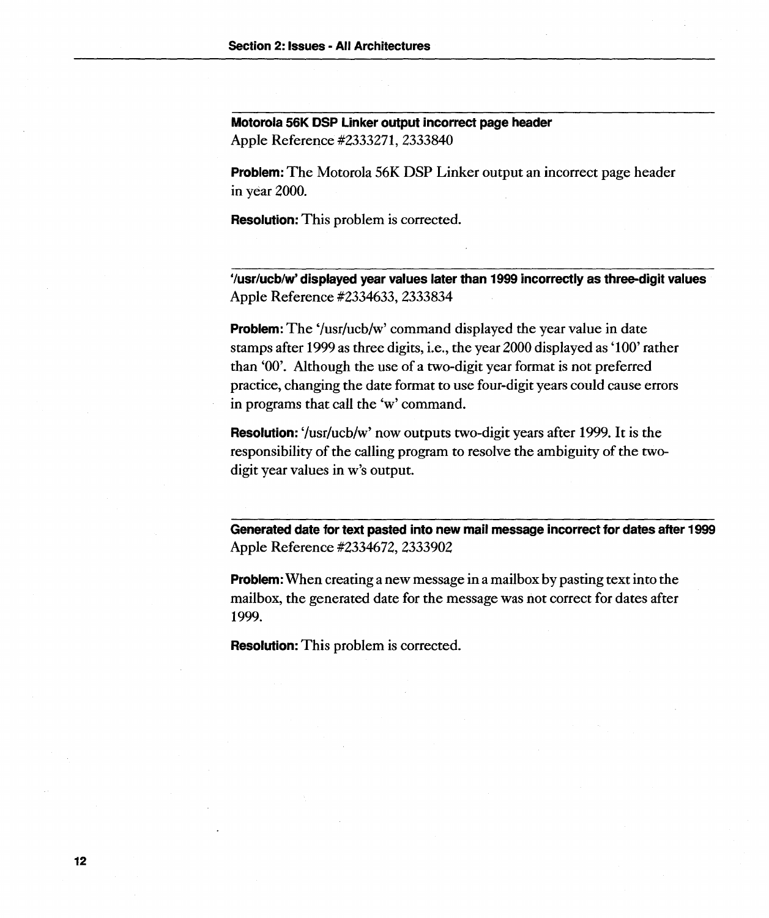### Motorola 56K DSP Linker output incorrect page header

Apple Reference #2333271, 2333840

**Problem:** The Motorola 56K DSP Linker output an incorrect page header in year 2000.

**Resolution:** This problem is corrected.

### '/usr/ucb/w' displayed year values later than 1999 incorrectly as three-digit values

Apple Reference #2334633, 2333834

**Problem:** The '/usr/ucb/w' command displayed the year value in date stamps after 1999 as three digits, i.e., the year 2000 displayed as '100' rather than '00'. Although the use of a two-digit year format is not preferred practice, changing the date format to use four-digit years could cause errors in programs that call the 'w' command.

**Resolution:** '/usr/ucb/w' now outputs two-digit years after 1999. It is the responsibility of the calling program to resolve the ambiguity of the two-digit year values in w's output.

### Generated date for text pasted into new mail message incorrect for dates after 1999

Apple Reference #2334672, 2333902

**Problem:** When creating a new message in a mailbox by pasting text into the mailbox, the generated date for the message was not correct for dates after 1999.

**Resolution:** This problem is corrected.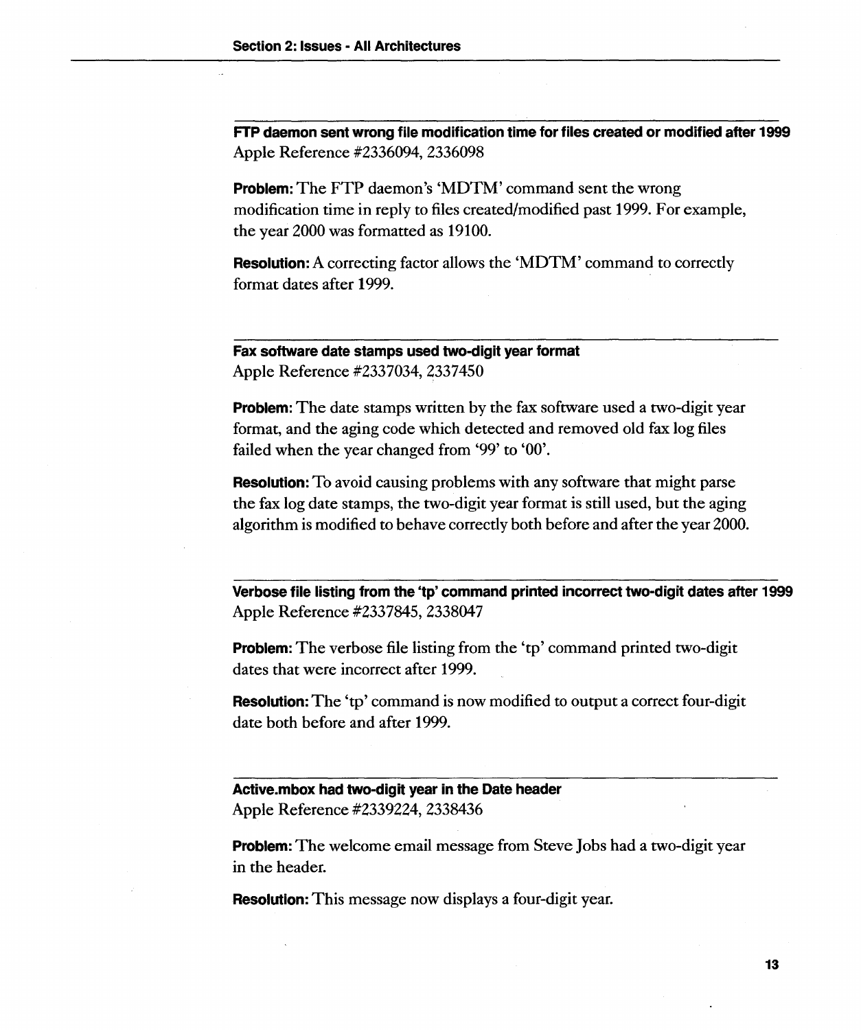### FTP daemon sent wrong file modification time for files created or modified after 1999

Apple Reference #2336094, 2336098

**Problem:** The FTP daemon's 'MDTM' command sent the wrong modification time in reply to files created/modified past 1999. For example, the year 2000 was formatted as 19100.

**Resolution:** A correcting factor allows the 'MDTM' command to correctly format dates after 1999.

### Fax software date stamps used two-digit year format

Apple Reference #2337034, 2337450

**Problem:** The date stamps written by the fax software used a two-digit year format, and the aging code which detected and removed old fax log files failed when the year changed from '99' to '00'.

**Resolution:** To avoid causing problems with any software that might parse the fax log date stamps, the two-digit year format is still used, but the aging algorithm is modified to behave correctly both before and after the year 2000.

### Verbose file listing from the 'tp' command printed incorrect two-digit dates after 1999

Apple Reference #2337845, 2338047

**Problem:** The verbose file listing from the 'tp' command printed two-digit dates that were incorrect after 1999.

**Resolution:** The 'tp' command is now modified to output a correct four-digit date both before and after 1999.

### Active.mbox had two-digit year in the Date header

Apple Reference #2339224, 2338436

**Problem:** The welcome email message from Steve Jobs had a two-digit year in the header.

**Resolution:** This message now displays a four-digit year.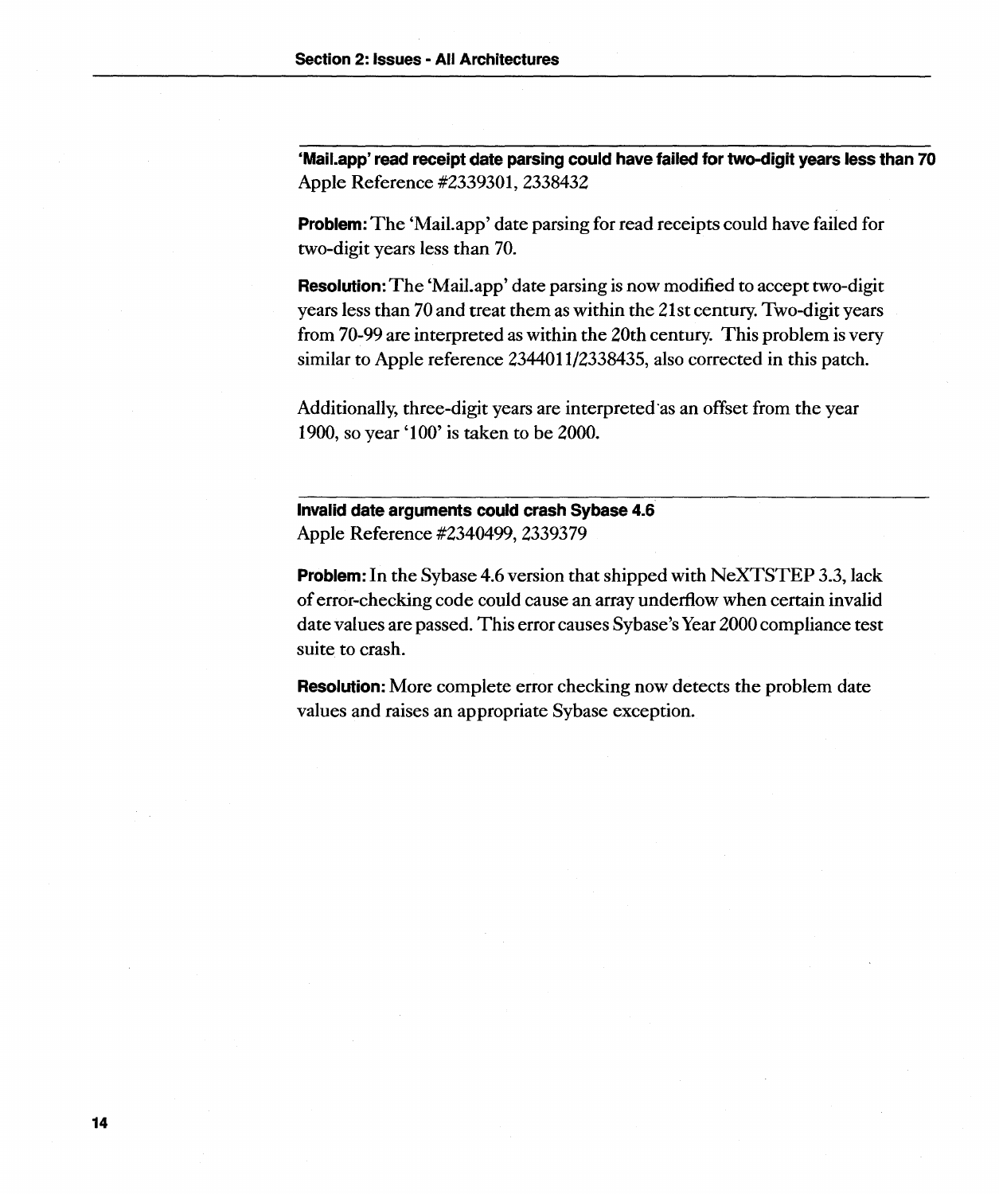### 'Mail.app' read receipt date parsing could have failed for two-digit years less than 70

Apple Reference #2339301, 2338432

**Problem:** The 'Mail.app' date parsing for read receipts could have failed for two-digit years less than 70.

**Resolution:** The 'Mail.app' date parsing is now modified to accept two-digit years less than 70 and treat them as within the 21st century. Two-digit years from 70-99 are interpreted as within the 20th century. This problem is very similar to Apple reference 2344011/2338435, also corrected in this patch.

Additionally, three-digit years are interpreted as an offset from the year 1900, so year '100' is taken to be 2000.

### Invalid date arguments could crash Sybase 4.6

Apple Reference #2340499, 2339379

**Problem:** In the Sybase 4.6 version that shipped with NeXTSTEP 3.3, lack of error-checking code could cause an array underflow when certain invalid date values are passed. This error causes Sybase's Year 2000 compliance test suite to crash.

**Resolution:** More complete error checking now detects the problem date values and raises an appropriate Sybase exception.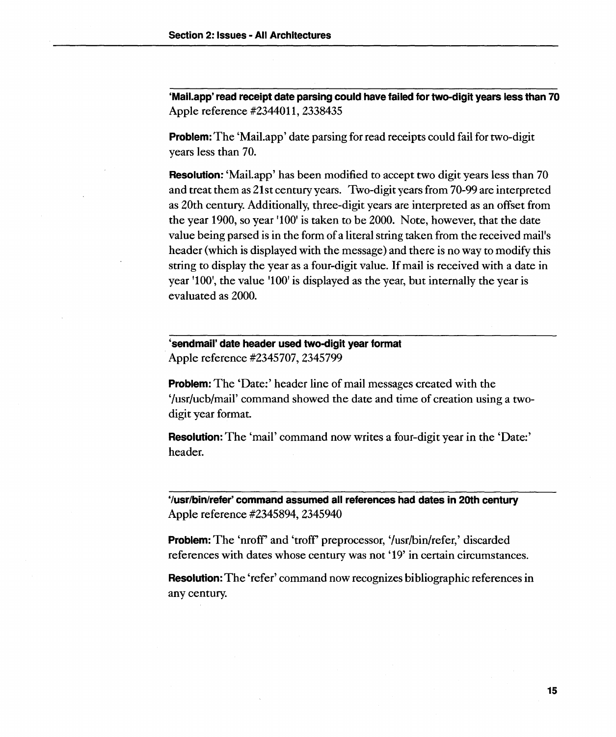### 'Mail.app' read receipt date parsing could have failed for two-digit years less than 70

Apple reference #2344011, 2338435

**Problem:** The 'Mail.app' date parsing for read receipts could fail for two-digit years less than 70.

**Resolution:** 'Mail.app' has been modified to accept two digit years less than 70 and treat them as 21st century years. Two-digit years from 70-99 are interpreted as 20th century. Additionally, three-digit years are interpreted as an offset from the year 1900, so year '100' is taken to be 2000. Note, however, that the date value being parsed is in the form of a literal string taken from the received mail's header (which is displayed with the message) and there is no way to modify this string to display the year as a four-digit value. If mail is received with a date in year '100', the value '100' is displayed as the year, but internally the year is evaluated as 2000.

### 'sendmail' date header used two-digit year format

Apple reference #2345707, 2345799

**Problem:** The 'Date:' header line of mail messages created with the '/usr/ucb/mail' command showed the date and time of creation using a two-digit year format.

**Resolution:** The 'mail' command now writes a four-digit year in the 'Date:' header.

### '/usr/bin/refer' command assumed all references had dates in 20th century

Apple reference #2345894, 2345940

**Problem:** The 'nroff' and 'troff' preprocessor, '/usr/bin/refer,' discarded references with dates whose century was not '19' in certain circumstances.

**Resolution:** The 'refer' command now recognizes bibliographic references in any century.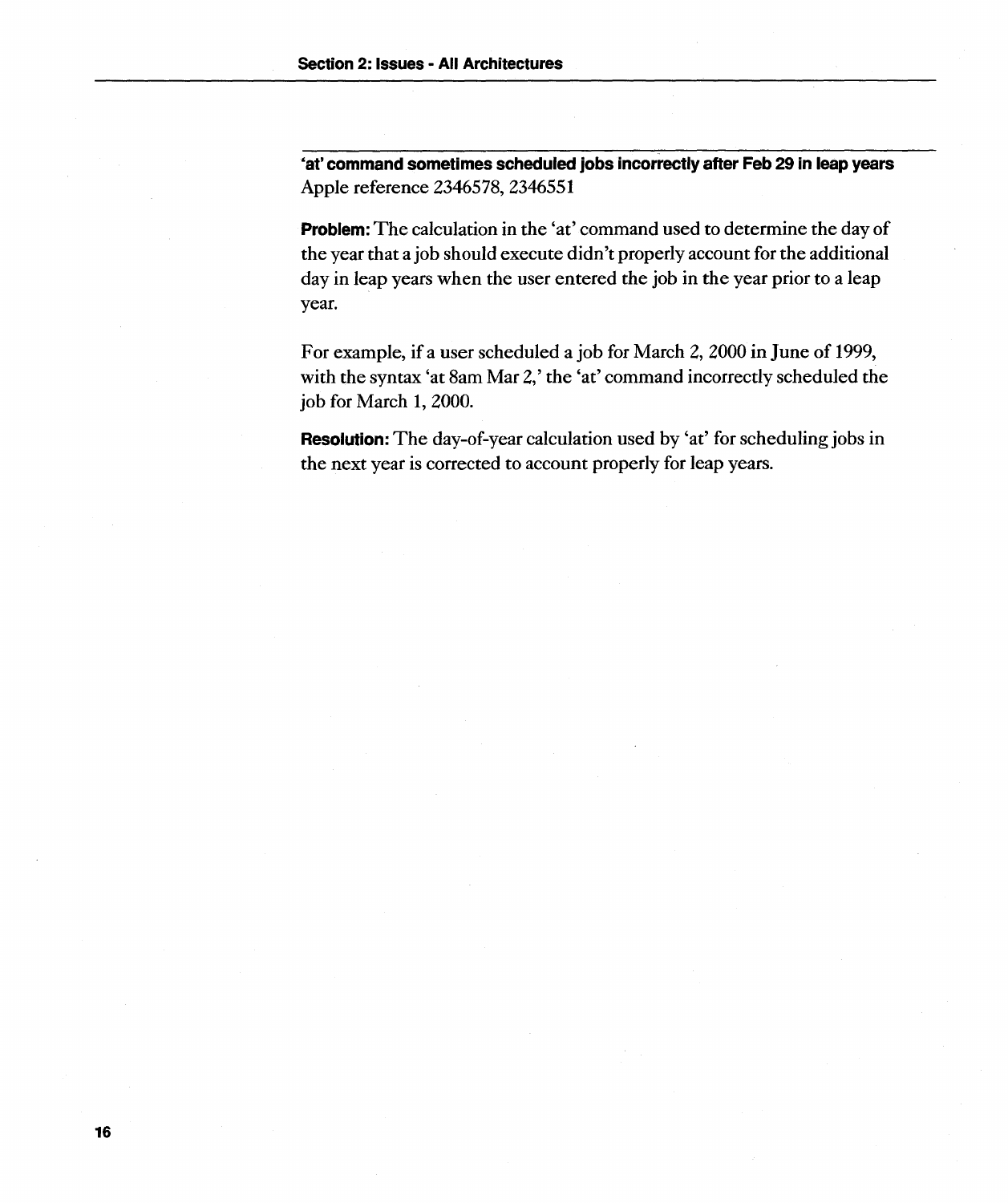### 'at' command sometimes scheduled jobs incorrectly after Feb 29 in leap years

Apple reference 2346578, 2346551

**Problem:** The calculation in the 'at' command used to determine the day of the year that a job should execute didn't properly account for the additional day in leap years when the user entered the job in the year prior to a leap year.

For example, if a user scheduled a job for March 2, 2000 in June of 1999, with the syntax 'at 8am Mar 2,' the 'at' command incorrectly scheduled the job for March 1, 2000.

**Resolution:** The day-of-year calculation used by 'at' for scheduling jobs in the next year is corrected to account properly for leap years.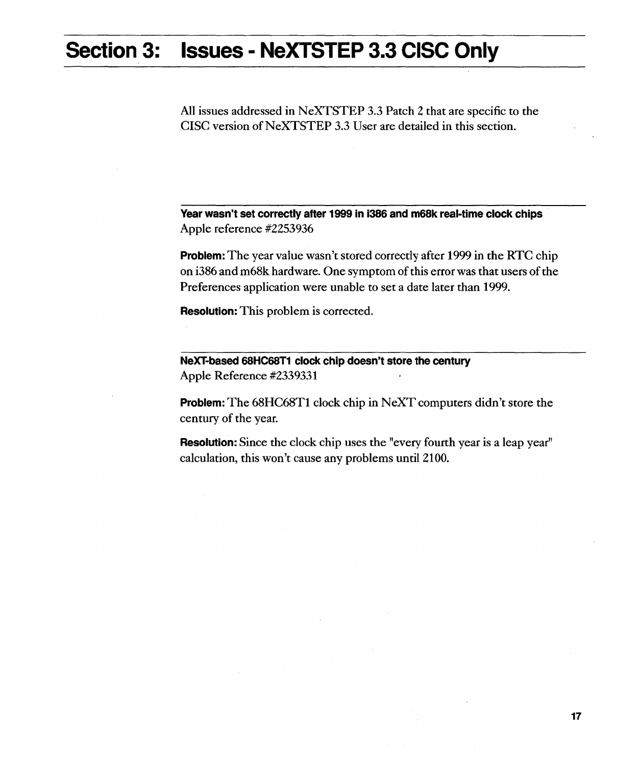# Section 3: Issues - NeXTSTEP 3.3 CISC Only

All issues addressed in NeXTSTEP 3.3 Patch 2 that are specific to the CISC version of NeXTSTEP 3.3 User are detailed in this section.

### Year wasn't set correctly after 1999 in i386 and m68k real-time clock chips

Apple reference #2253936

**Problem:** The year value wasn't stored correctly after 1999 in the RTC chip on i386 and m68k hardware. One symptom of this error was that users of the Preferences application were unable to set a date later than 1999.

**Resolution:** This problem is corrected.

### NeXT-based 68HC68T1 clock chip doesn't store the century

Apple Reference #2339331

**Problem:** The 68HC68T1 clock chip in NeXT computers didn't store the century of the year.

**Resolution:** Since the clock chip uses the "every fourth year is a leap year" calculation, this won't cause any problems until 2100.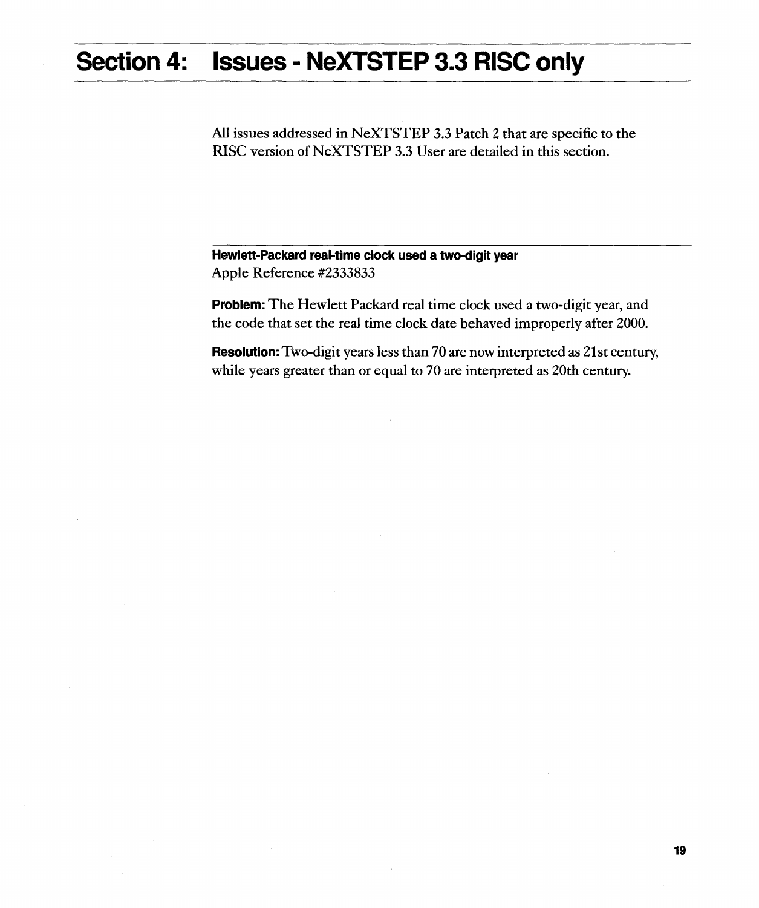# Section 4: Issues - NeXTSTEP 3.3 RISC only

All issues addressed in NeXTSTEP 3.3 Patch 2 that are specific to the RISC version of NeXTSTEP 3.3 User are detailed in this section.

### Hewlett-Packard real-time clock used a two-digit year

Apple Reference #2333833

**Problem:** The Hewlett Packard real time clock used a two-digit year, and the code that set the real time clock date behaved improperly after 2000.

**Resolution:** Two-digit years less than 70 are now interpreted as 21st century, while years greater than or equal to 70 are interpreted as 20th century.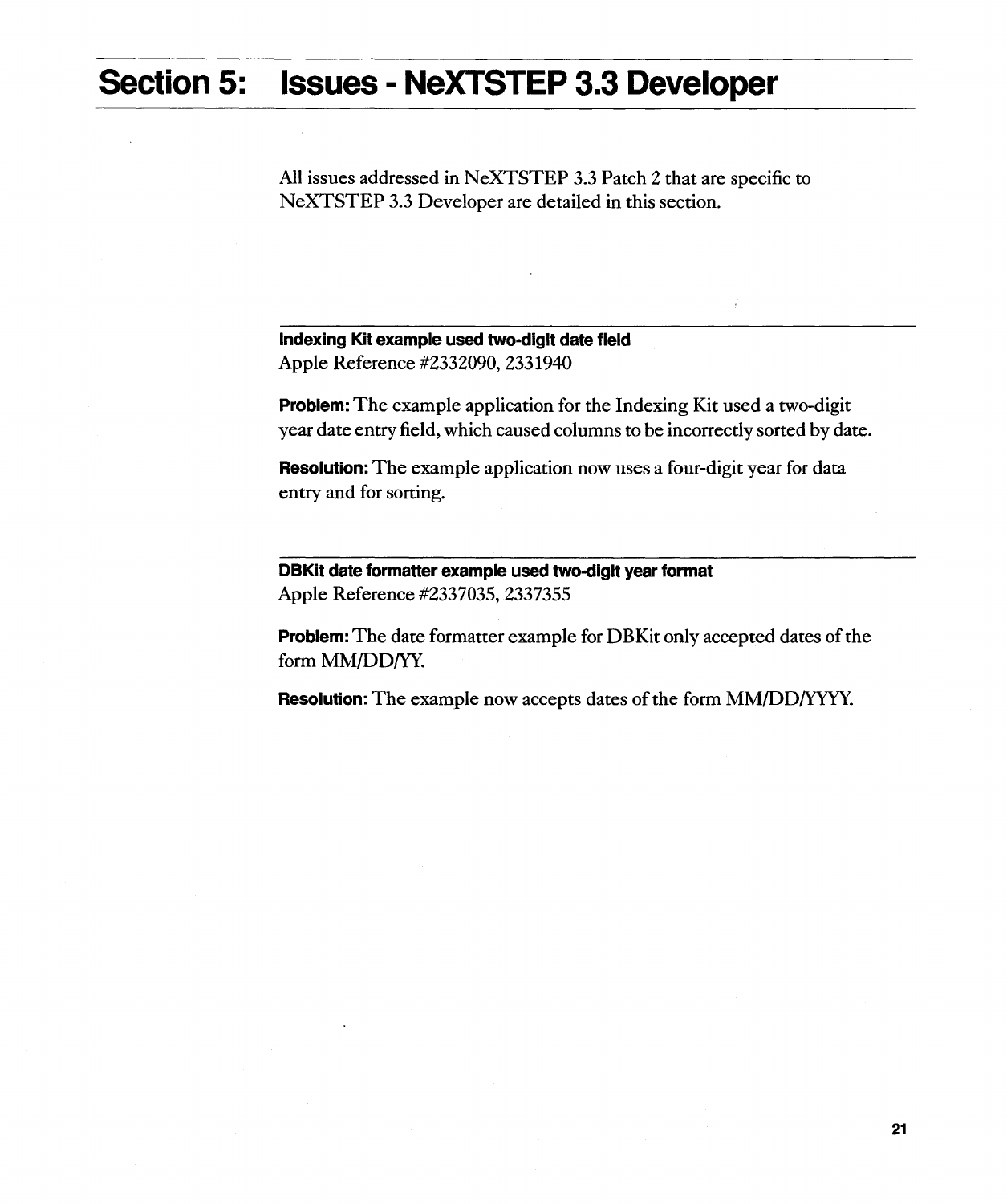# Section 5: Issues - NeXTSTEP 3.3 Developer

All issues addressed in NeXTSTEP 3.3 Patch 2 that are specific to NeXTSTEP 3.3 Developer are detailed in this section.

### Indexing Kit example used two-digit date field

Apple Reference #2332090, 2331940

**Problem:** The example application for the Indexing Kit used a two-digit year date entry field, which caused columns to be incorrectly sorted by date.

**Resolution:** The example application now uses a four-digit year for data entry and for sorting.

### DBKit date formatter example used two-digit year format

Apple Reference #2337035, 2337355

**Problem:** The date formatter example for DBKit only accepted dates of the form MM/DD/YY.

**Resolution:** The example now accepts dates of the form MM/DD/YYYY.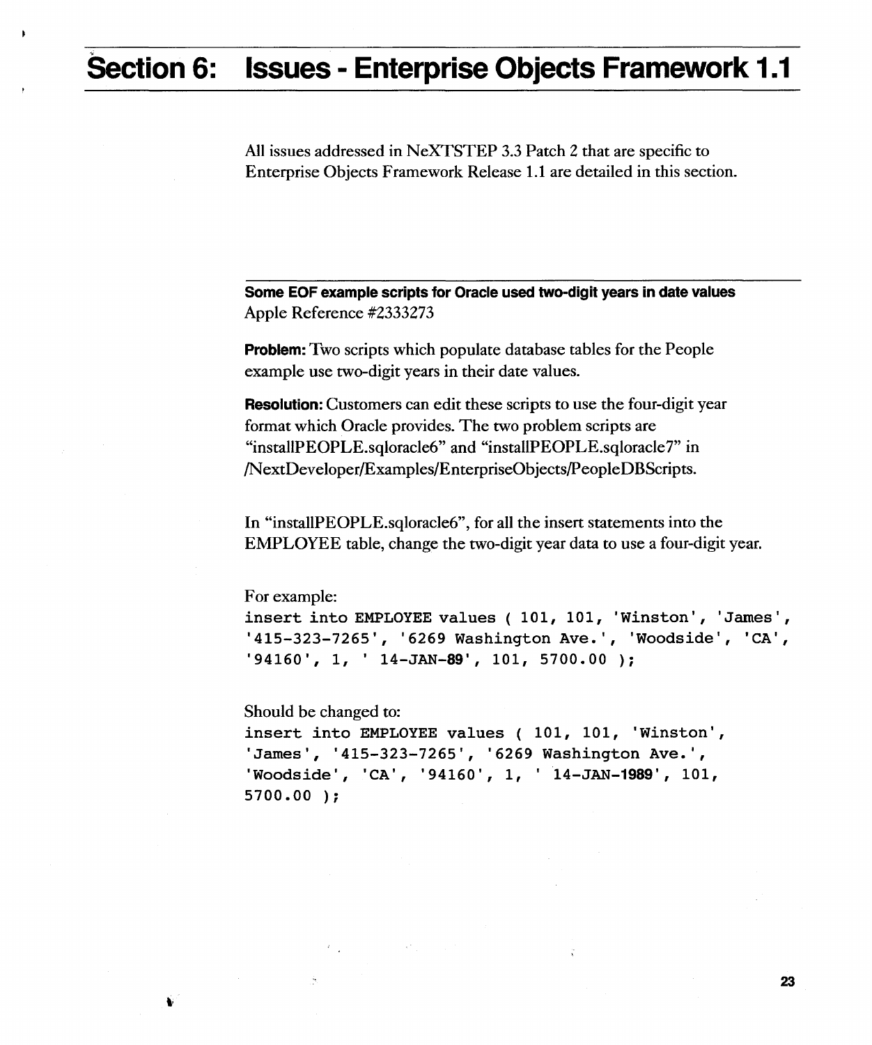# Section 6: Issues - Enterprise Objects Framework 1.1

All issues addressed in NeXTSTEP 3.3 Patch 2 that are specific to Enterprise Objects Framework Release 1.1 are detailed in this section.

---

**Some EOF example scripts for Oracle used two-digit years in date values**
Apple Reference #2333273

**Problem:** Two scripts which populate database tables for the People example use two-digit years in their date values.

**Resolution:** Customers can edit these scripts to use the four-digit year format which Oracle provides. The two problem scripts are "installPEOPLE.sqloracle6" and "installPEOPLE.sqloracle7" in /NextDeveloper/Examples/EnterpriseObjects/PeopleDBScripts.

In "installPEOPLE.sqloracle6", for all the insert statements into the EMPLOYEE table, change the two-digit year data to use a four-digit year.

For example:

```
insert into EMPLOYEE values ( 101, 101, 'Winston', 'James',
'415-323-7265', '6269 Washington Ave.', 'Woodside', 'CA',
'94160', 1, ' 14-JAN-89', 101, 5700.00 );
```

Should be changed to:

```
insert into EMPLOYEE values ( 101, 101, 'Winston',
'James', '415-323-7265', '6269 Washington Ave.',
'Woodside', 'CA', '94160', 1, ' 14-JAN-1989', 101,
5700.00 );
```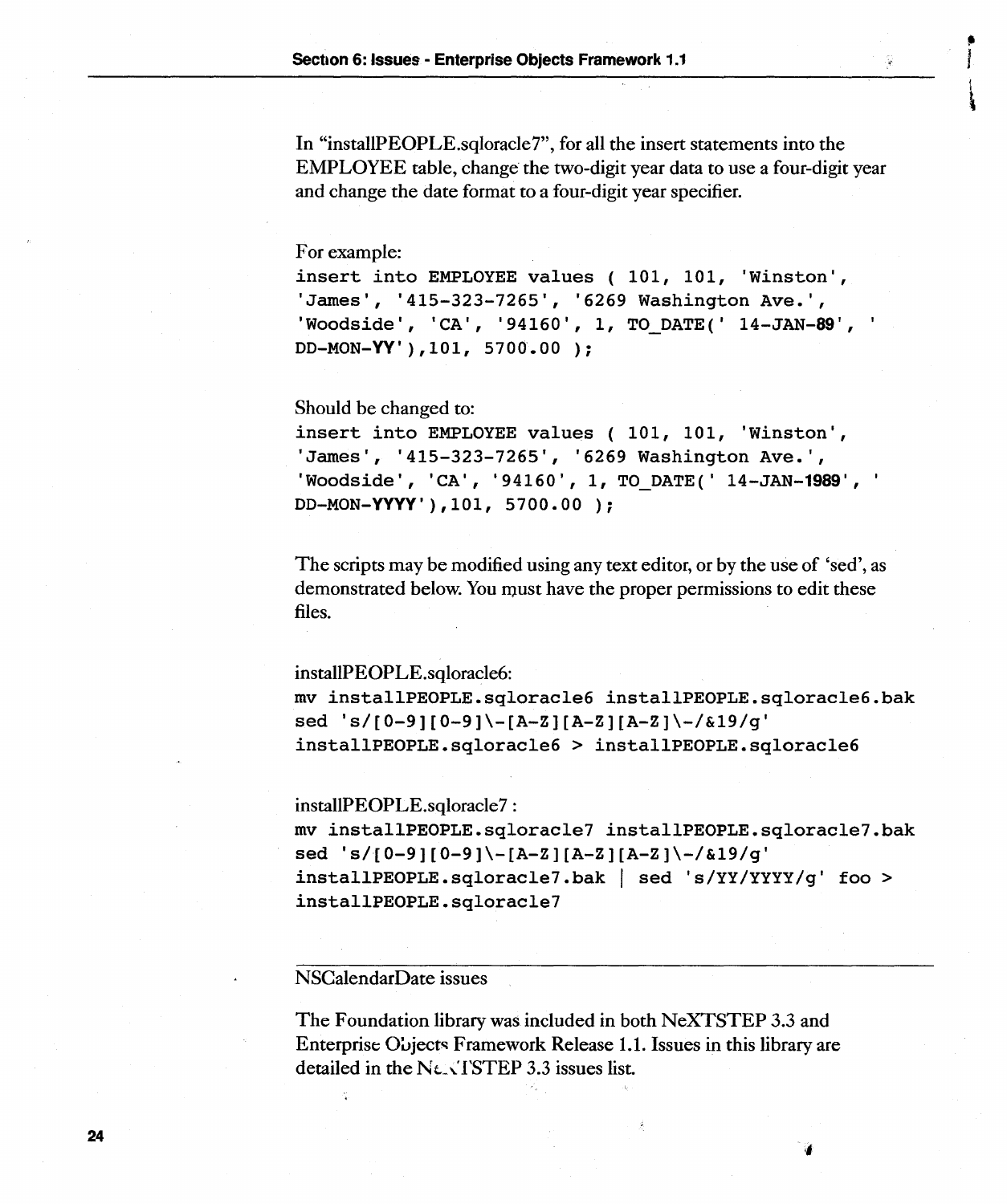In “installPEOPLE.sqloracle7”, for all the insert statements into the EMPLOYEE table, change the two-digit year data to use a four-digit year and change the date format to a four-digit year specifier.

For example:

```
insert into EMPLOYEE values ( 101, 101, 'Winston',
'James', '415-323-7265', '6269 Washington Ave.',
'Woodside', 'CA', '94160', 1, TO_DATE(' 14-JAN-89', '
DD-MON-YY'),101, 5700.00 );
```

Should be changed to:

```
insert into EMPLOYEE values ( 101, 101, 'Winston',
'James', '415-323-7265', '6269 Washington Ave.',
'Woodside', 'CA', '94160', 1, TO_DATE(' 14-JAN-1989', '
DD-MON-YYYY'),101, 5700.00 );
```

The scripts may be modified using any text editor, or by the use of ‘sed’, as demonstrated below. You must have the proper permissions to edit these files.

installPEOPLE.sqloracle6:

```
mv installPEOPLE.sqloracle6 installPEOPLE.sqloracle6.bak
sed 's/[0-9][0-9]\-[A-Z][A-Z][A-Z]\-/&19/g'
installPEOPLE.sqloracle6 > installPEOPLE.sqloracle6
```

installPEOPLE.sqloracle7 :

```
mv installPEOPLE.sqloracle7 installPEOPLE.sqloracle7.bak
sed 's/[0-9][0-9]\-[A-Z][A-Z][A-Z]\-/&19/g'
installPEOPLE.sqloracle7.bak | sed 's/YY/YYYY/g' foo >
installPEOPLE.sqloracle7
```

## NSCalendarDate issues

The Foundation library was included in both NeXTSTEP 3.3 and Enterprise Objects Framework Release 1.1. Issues in this library are detailed in the NeXTSTEP 3.3 issues list.